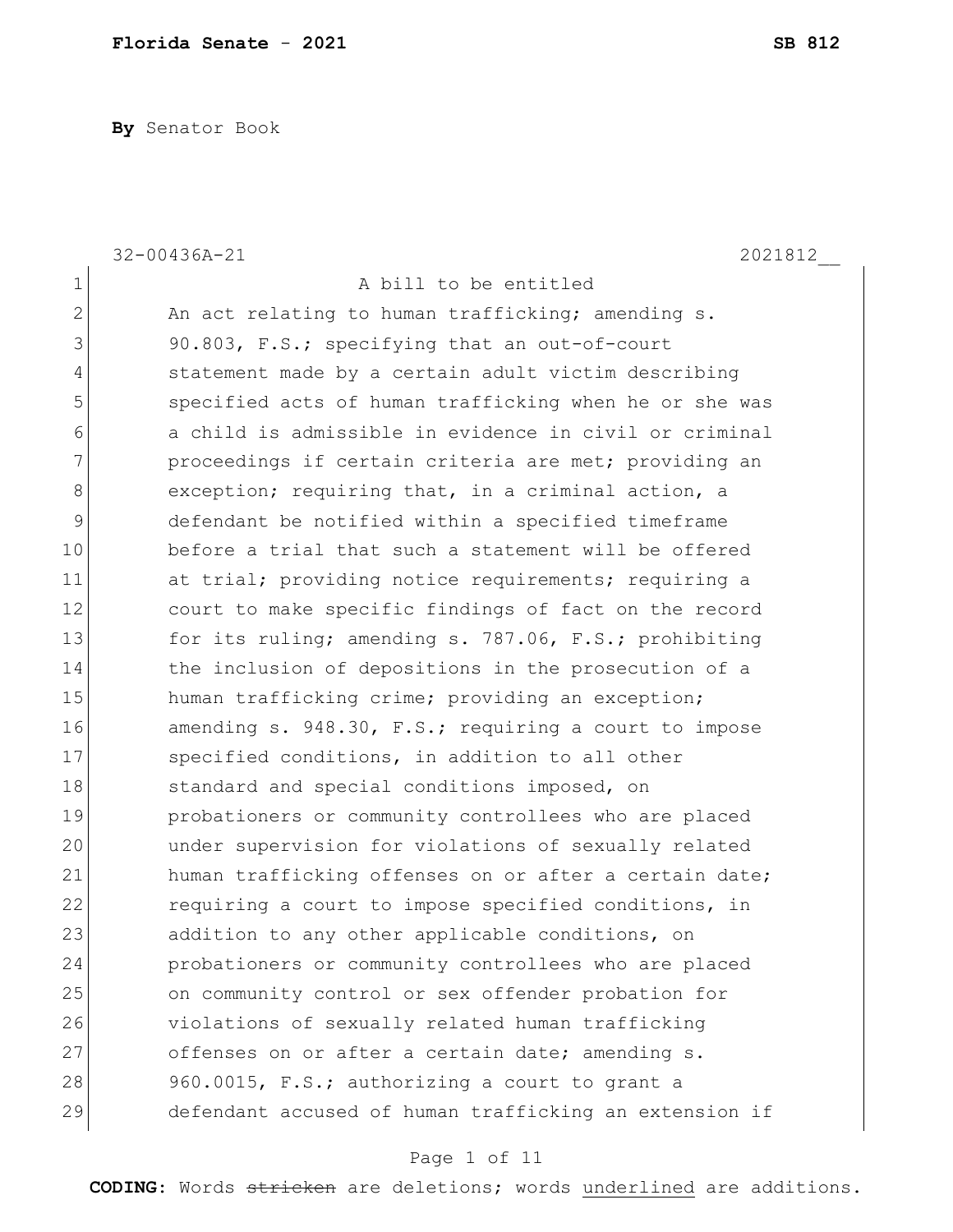**Florida Senate - 2021** **SB 812**

**By** Senator Book

32-00436A-21 2021812__

A bill to be entitled

An act relating to human trafficking; amending s. 90.803, F.S.; specifying that an out-of-court statement made by a certain adult victim describing specified acts of human trafficking when he or she was a child is admissible in evidence in civil or criminal proceedings if certain criteria are met; providing an exception; requiring that, in a criminal action, a defendant be notified within a specified timeframe before a trial that such a statement will be offered at trial; providing notice requirements; requiring a court to make specific findings of fact on the record for its ruling; amending s. 787.06, F.S.; prohibiting the inclusion of depositions in the prosecution of a human trafficking crime; providing an exception; amending s. 948.30, F.S.; requiring a court to impose specified conditions, in addition to all other standard and special conditions imposed, on probationers or community controllees who are placed under supervision for violations of sexually related human trafficking offenses on or after a certain date; requiring a court to impose specified conditions, in addition to any other applicable conditions, on probationers or community controllees who are placed on community control or sex offender probation for violations of sexually related human trafficking offenses on or after a certain date; amending s. 960.0015, F.S.; authorizing a court to grant a defendant accused of human trafficking an extension if

**CODING:** Words ~~stricken~~ are deletions; words underlined are additions.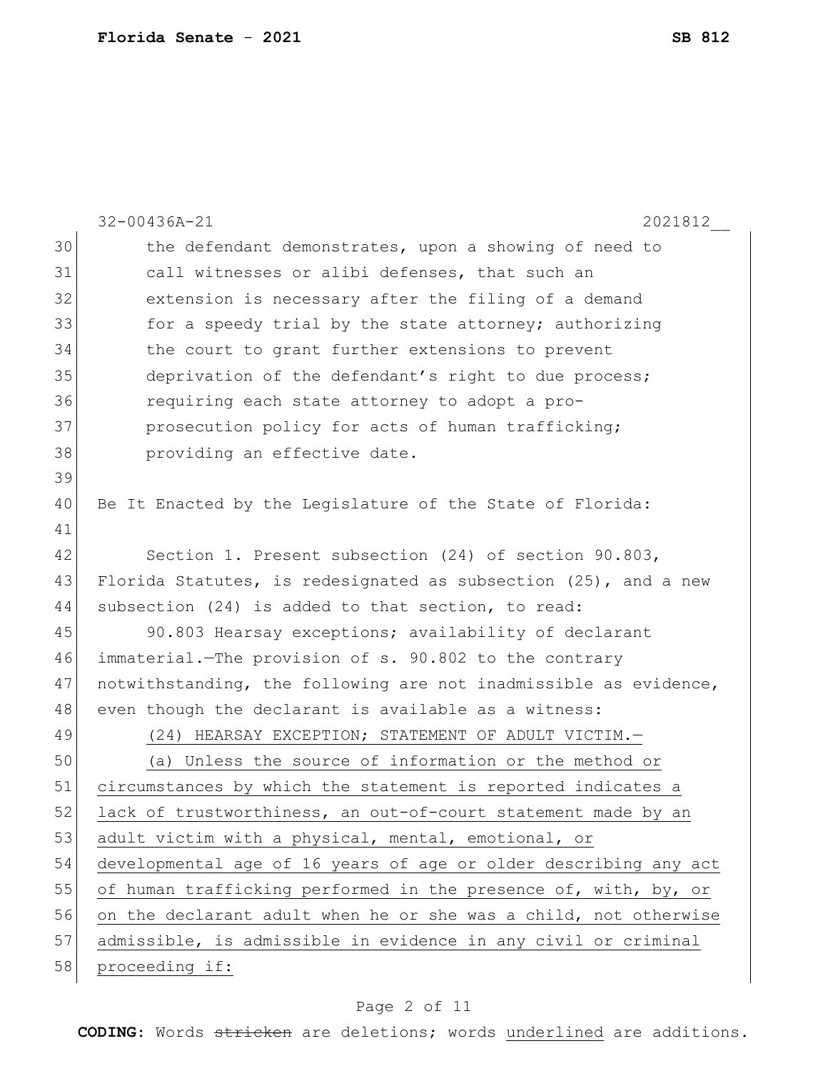the defendant demonstrates, upon a showing of need to call witnesses or alibi defenses, that such an extension is necessary after the filing of a demand for a speedy trial by the state attorney; authorizing the court to grant further extensions to prevent deprivation of the defendant's right to due process; requiring each state attorney to adopt a pro-prosecution policy for acts of human trafficking; providing an effective date.

Be It Enacted by the Legislature of the State of Florida:

Section 1. Present subsection (24) of section 90.803, Florida Statutes, is redesignated as subsection (25), and a new subsection (24) is added to that section, to read:

90.803 Hearsay exceptions; availability of declarant immaterial.—The provision of s. 90.802 to the contrary notwithstanding, the following are not inadmissible as evidence, even though the declarant is available as a witness:

<u>(24) HEARSAY EXCEPTION; STATEMENT OF ADULT VICTIM.—</u>

<u>(a) Unless the source of information or the method or circumstances by which the statement is reported indicates a lack of trustworthiness, an out-of-court statement made by an adult victim with a physical, mental, emotional, or developmental age of 16 years of age or older describing any act of human trafficking performed in the presence of, with, by, or on the declarant adult when he or she was a child, not otherwise admissible, is admissible in evidence in any civil or criminal proceeding if:</u>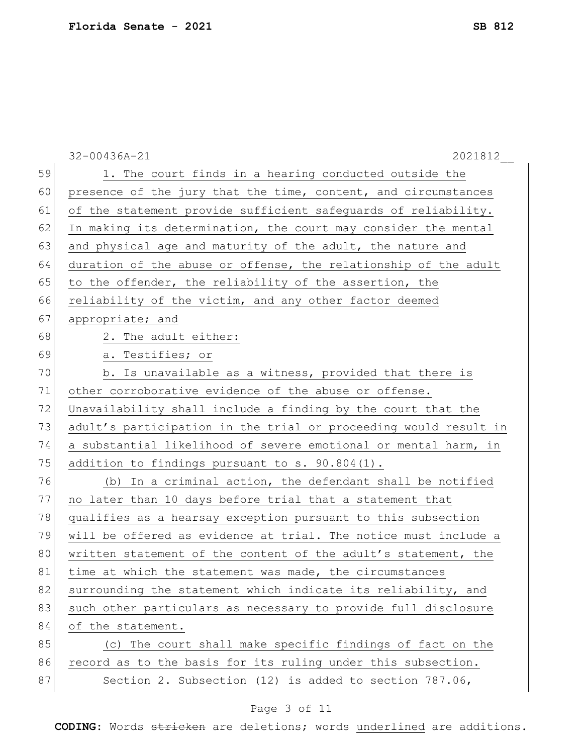1. The court finds in a hearing conducted outside the presence of the jury that the time, content, and circumstances of the statement provide sufficient safeguards of reliability. In making its determination, the court may consider the mental and physical age and maturity of the adult, the nature and duration of the abuse or offense, the relationship of the adult to the offender, the reliability of the assertion, the reliability of the victim, and any other factor deemed appropriate; and

2. The adult either:

a. Testifies; or

b. Is unavailable as a witness, provided that there is other corroborative evidence of the abuse or offense. Unavailability shall include a finding by the court that the adult's participation in the trial or proceeding would result in a substantial likelihood of severe emotional or mental harm, in addition to findings pursuant to s. 90.804(1).

(b) In a criminal action, the defendant shall be notified no later than 10 days before trial that a statement that qualifies as a hearsay exception pursuant to this subsection will be offered as evidence at trial. The notice must include a written statement of the content of the adult's statement, the time at which the statement was made, the circumstances surrounding the statement which indicate its reliability, and such other particulars as necessary to provide full disclosure of the statement.

(c) The court shall make specific findings of fact on the record as to the basis for its ruling under this subsection.

Section 2. Subsection (12) is added to section 787.06,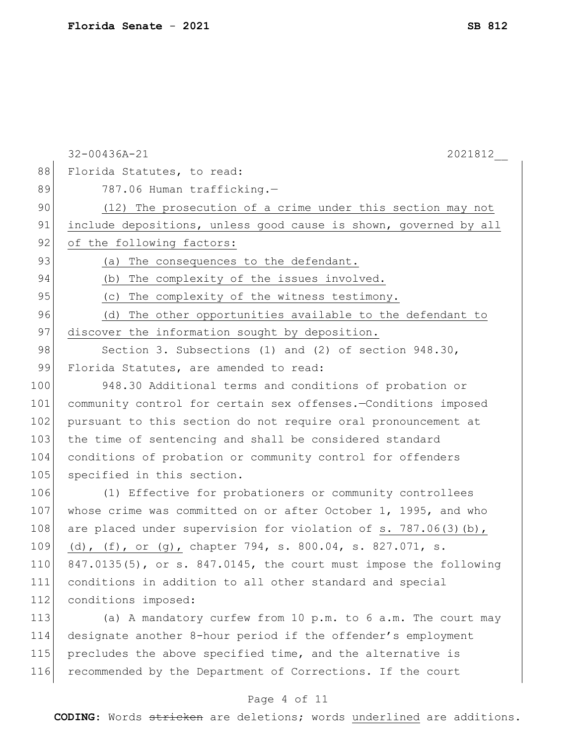Florida Statutes, to read:

787.06 Human trafficking.—

<u>(12) The prosecution of a crime under this section may not include depositions, unless good cause is shown, governed by all of the following factors:</u>

<u>(a) The consequences to the defendant.</u>

<u>(b) The complexity of the issues involved.</u>

<u>(c) The complexity of the witness testimony.</u>

<u>(d) The other opportunities available to the defendant to discover the information sought by deposition.</u>

Section 3. Subsections (1) and (2) of section 948.30, Florida Statutes, are amended to read:

948.30 Additional terms and conditions of probation or community control for certain sex offenses.—Conditions imposed pursuant to this section do not require oral pronouncement at the time of sentencing and shall be considered standard conditions of probation or community control for offenders specified in this section.

(1) Effective for probationers or community controllees whose crime was committed on or after October 1, 1995, and who are placed under supervision for violation of <u>s. 787.06(3)(b), (d), (f), or (g),</u> chapter 794, s. 800.04, s. 827.071, s. 847.0135(5), or s. 847.0145, the court must impose the following conditions in addition to all other standard and special conditions imposed:

(a) A mandatory curfew from 10 p.m. to 6 a.m. The court may designate another 8-hour period if the offender's employment precludes the above specified time, and the alternative is recommended by the Department of Corrections. If the court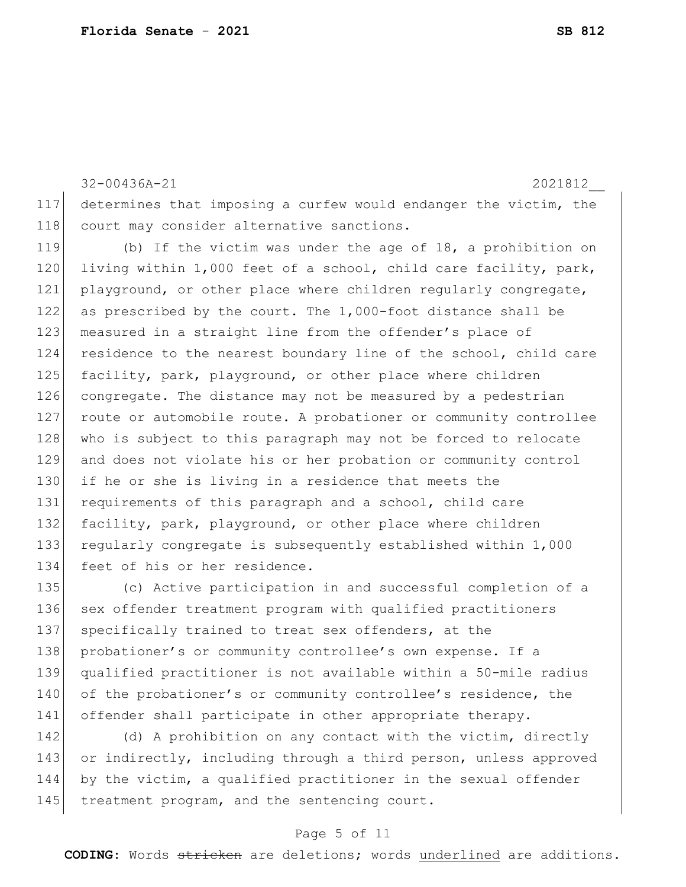determines that imposing a curfew would endanger the victim, the court may consider alternative sanctions.

(b) If the victim was under the age of 18, a prohibition on living within 1,000 feet of a school, child care facility, park, playground, or other place where children regularly congregate, as prescribed by the court. The 1,000-foot distance shall be measured in a straight line from the offender's place of residence to the nearest boundary line of the school, child care facility, park, playground, or other place where children congregate. The distance may not be measured by a pedestrian route or automobile route. A probationer or community controllee who is subject to this paragraph may not be forced to relocate and does not violate his or her probation or community control if he or she is living in a residence that meets the requirements of this paragraph and a school, child care facility, park, playground, or other place where children regularly congregate is subsequently established within 1,000 feet of his or her residence.

(c) Active participation in and successful completion of a sex offender treatment program with qualified practitioners specifically trained to treat sex offenders, at the probationer's or community controllee's own expense. If a qualified practitioner is not available within a 50-mile radius of the probationer's or community controllee's residence, the offender shall participate in other appropriate therapy.

(d) A prohibition on any contact with the victim, directly or indirectly, including through a third person, unless approved by the victim, a qualified practitioner in the sexual offender treatment program, and the sentencing court.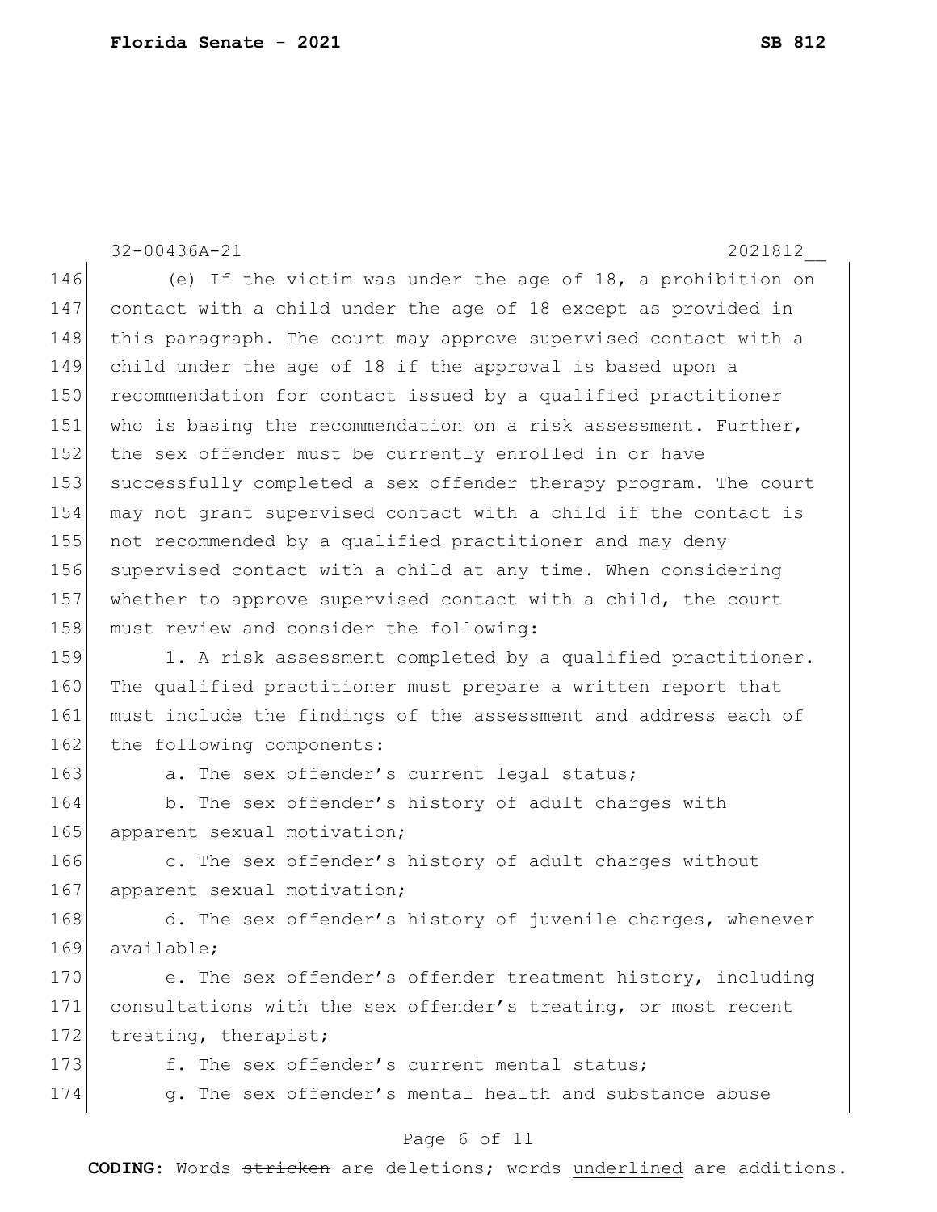(e) If the victim was under the age of 18, a prohibition on contact with a child under the age of 18 except as provided in this paragraph. The court may approve supervised contact with a child under the age of 18 if the approval is based upon a recommendation for contact issued by a qualified practitioner who is basing the recommendation on a risk assessment. Further, the sex offender must be currently enrolled in or have successfully completed a sex offender therapy program. The court may not grant supervised contact with a child if the contact is not recommended by a qualified practitioner and may deny supervised contact with a child at any time. When considering whether to approve supervised contact with a child, the court must review and consider the following:

1. A risk assessment completed by a qualified practitioner. The qualified practitioner must prepare a written report that must include the findings of the assessment and address each of the following components:

a. The sex offender's current legal status;

b. The sex offender's history of adult charges with apparent sexual motivation;

c. The sex offender's history of adult charges without apparent sexual motivation;

d. The sex offender's history of juvenile charges, whenever available;

e. The sex offender's offender treatment history, including consultations with the sex offender's treating, or most recent treating, therapist;

f. The sex offender's current mental status;

g. The sex offender's mental health and substance abuse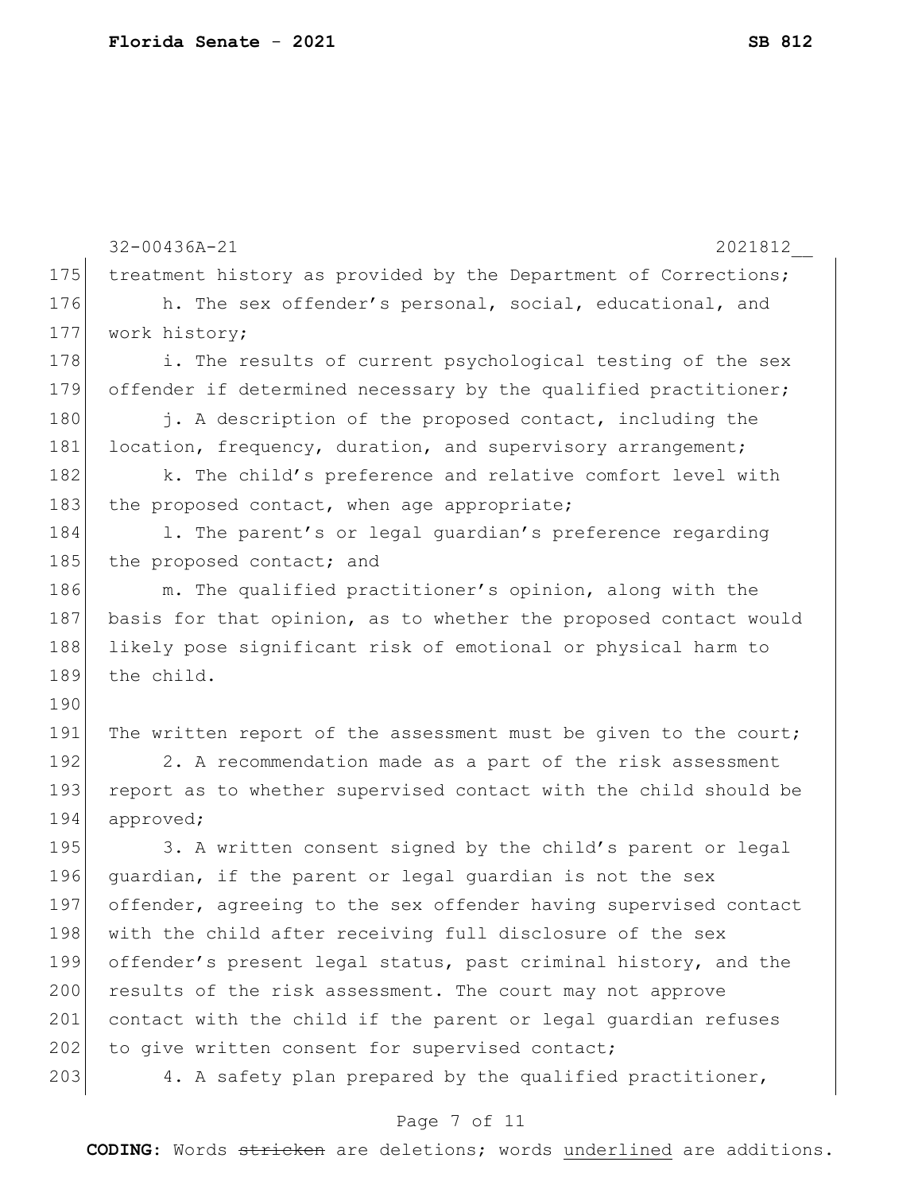treatment history as provided by the Department of Corrections;

h. The sex offender's personal, social, educational, and work history;

i. The results of current psychological testing of the sex offender if determined necessary by the qualified practitioner;

j. A description of the proposed contact, including the location, frequency, duration, and supervisory arrangement;

k. The child's preference and relative comfort level with the proposed contact, when age appropriate;

l. The parent's or legal guardian's preference regarding the proposed contact; and

m. The qualified practitioner's opinion, along with the basis for that opinion, as to whether the proposed contact would likely pose significant risk of emotional or physical harm to the child.

The written report of the assessment must be given to the court;

2. A recommendation made as a part of the risk assessment report as to whether supervised contact with the child should be approved;

3. A written consent signed by the child's parent or legal guardian, if the parent or legal guardian is not the sex offender, agreeing to the sex offender having supervised contact with the child after receiving full disclosure of the sex offender's present legal status, past criminal history, and the results of the risk assessment. The court may not approve contact with the child if the parent or legal guardian refuses to give written consent for supervised contact;

4. A safety plan prepared by the qualified practitioner,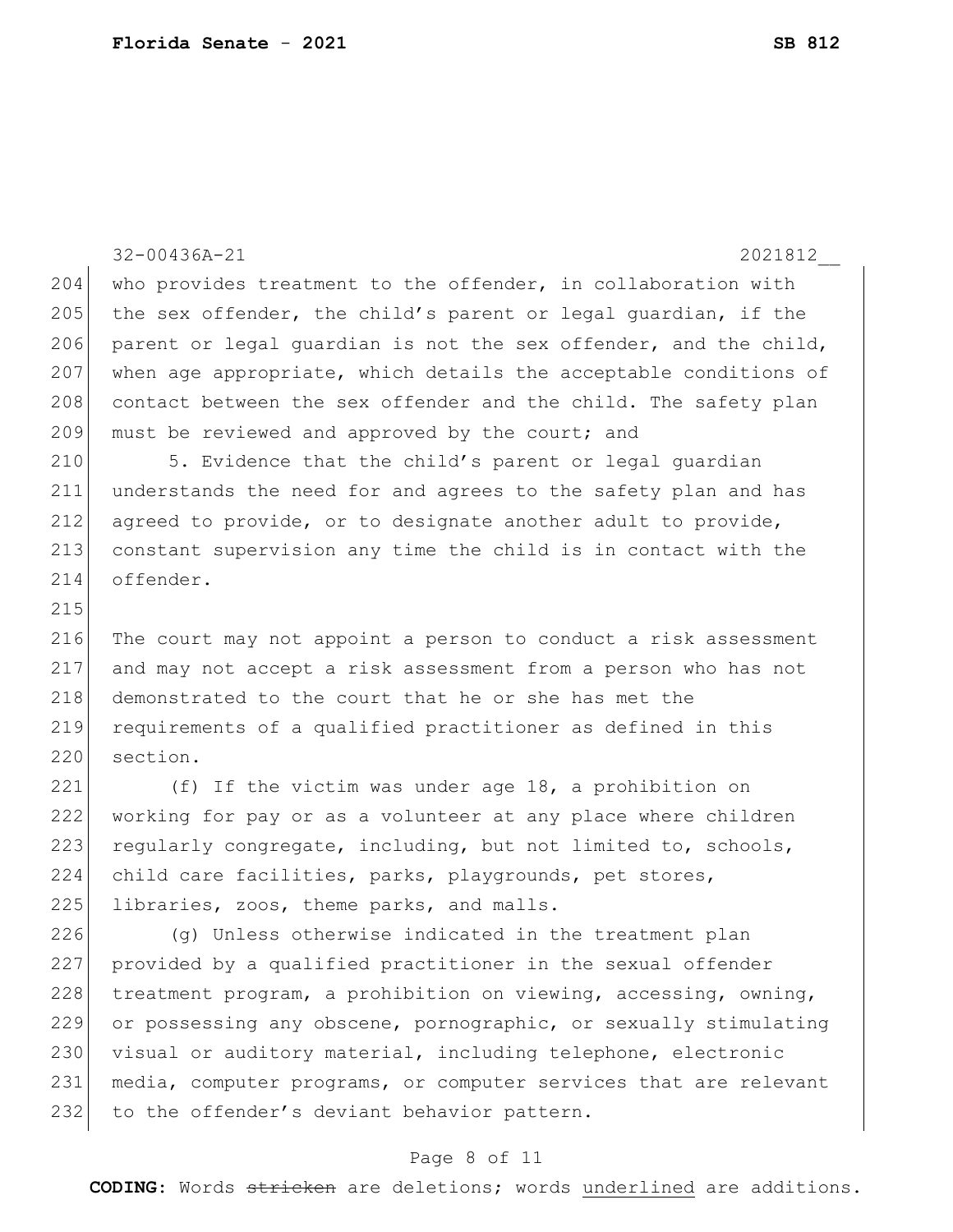who provides treatment to the offender, in collaboration with the sex offender, the child's parent or legal guardian, if the parent or legal guardian is not the sex offender, and the child, when age appropriate, which details the acceptable conditions of contact between the sex offender and the child. The safety plan must be reviewed and approved by the court; and

5. Evidence that the child's parent or legal guardian understands the need for and agrees to the safety plan and has agreed to provide, or to designate another adult to provide, constant supervision any time the child is in contact with the offender.

The court may not appoint a person to conduct a risk assessment and may not accept a risk assessment from a person who has not demonstrated to the court that he or she has met the requirements of a qualified practitioner as defined in this section.

(f) If the victim was under age 18, a prohibition on working for pay or as a volunteer at any place where children regularly congregate, including, but not limited to, schools, child care facilities, parks, playgrounds, pet stores, libraries, zoos, theme parks, and malls.

(g) Unless otherwise indicated in the treatment plan provided by a qualified practitioner in the sexual offender treatment program, a prohibition on viewing, accessing, owning, or possessing any obscene, pornographic, or sexually stimulating visual or auditory material, including telephone, electronic media, computer programs, or computer services that are relevant to the offender's deviant behavior pattern.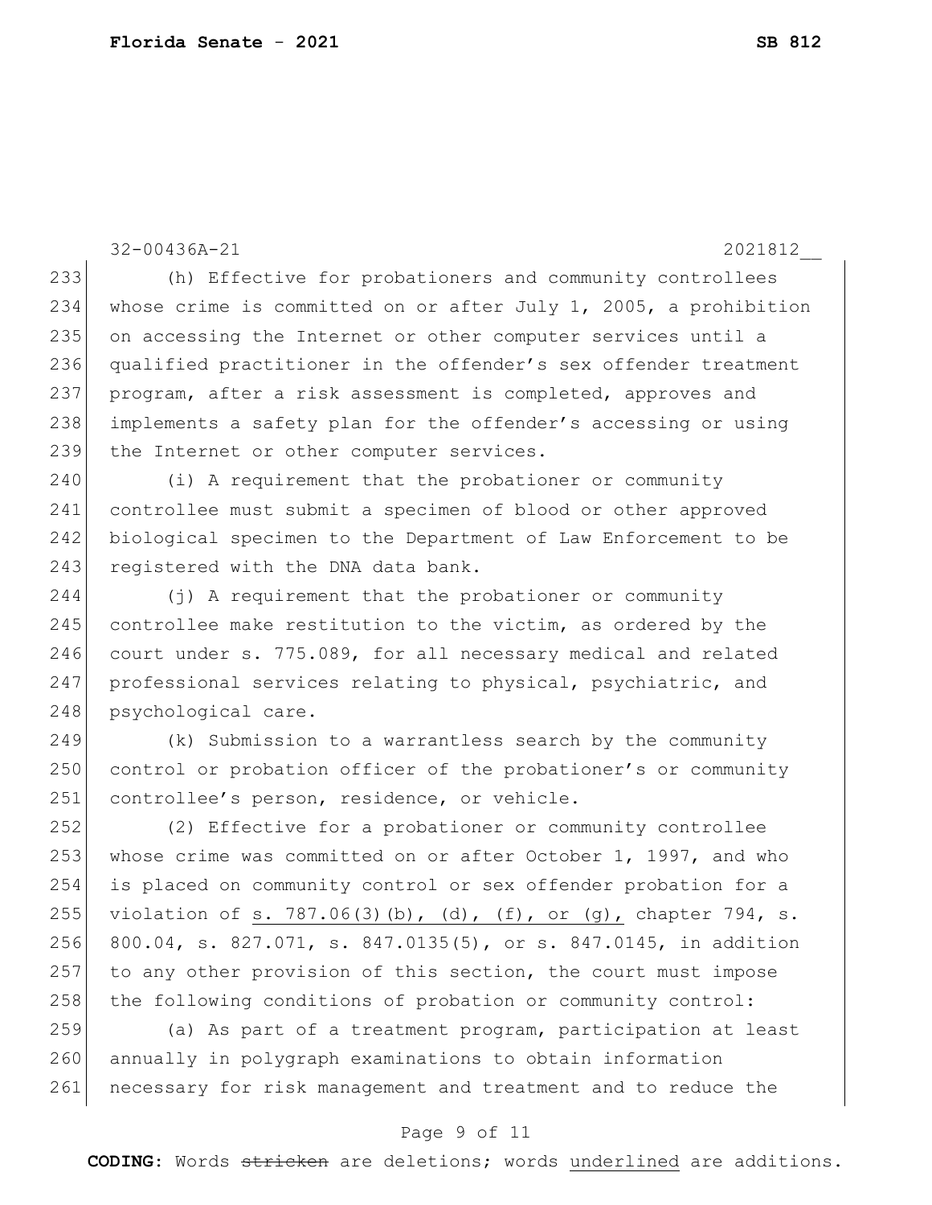(h) Effective for probationers and community controllees whose crime is committed on or after July 1, 2005, a prohibition on accessing the Internet or other computer services until a qualified practitioner in the offender's sex offender treatment program, after a risk assessment is completed, approves and implements a safety plan for the offender's accessing or using the Internet or other computer services.

(i) A requirement that the probationer or community controllee must submit a specimen of blood or other approved biological specimen to the Department of Law Enforcement to be registered with the DNA data bank.

(j) A requirement that the probationer or community controllee make restitution to the victim, as ordered by the court under s. 775.089, for all necessary medical and related professional services relating to physical, psychiatric, and psychological care.

(k) Submission to a warrantless search by the community control or probation officer of the probationer's or community controllee's person, residence, or vehicle.

(2) Effective for a probationer or community controllee whose crime was committed on or after October 1, 1997, and who is placed on community control or sex offender probation for a violation of <u>s. 787.06(3)(b), (d), (f), or (g),</u> chapter 794, s. 800.04, s. 827.071, s. 847.0135(5), or s. 847.0145, in addition to any other provision of this section, the court must impose the following conditions of probation or community control:

(a) As part of a treatment program, participation at least annually in polygraph examinations to obtain information necessary for risk management and treatment and to reduce the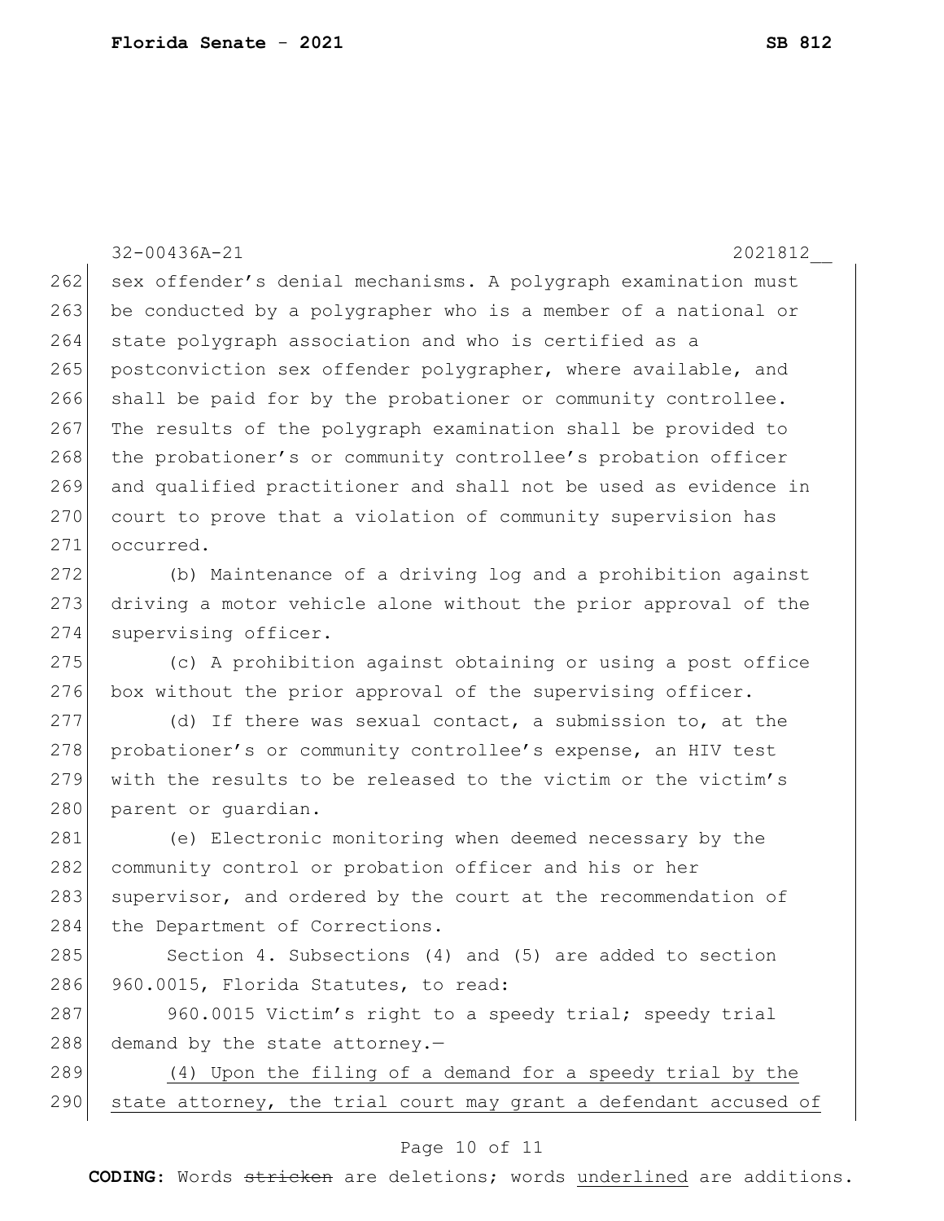sex offender's denial mechanisms. A polygraph examination must be conducted by a polygrapher who is a member of a national or state polygraph association and who is certified as a postconviction sex offender polygrapher, where available, and shall be paid for by the probationer or community controllee. The results of the polygraph examination shall be provided to the probationer's or community controllee's probation officer and qualified practitioner and shall not be used as evidence in court to prove that a violation of community supervision has occurred.

(b) Maintenance of a driving log and a prohibition against driving a motor vehicle alone without the prior approval of the supervising officer.

(c) A prohibition against obtaining or using a post office box without the prior approval of the supervising officer.

(d) If there was sexual contact, a submission to, at the probationer's or community controllee's expense, an HIV test with the results to be released to the victim or the victim's parent or guardian.

(e) Electronic monitoring when deemed necessary by the community control or probation officer and his or her supervisor, and ordered by the court at the recommendation of the Department of Corrections.

Section 4. Subsections (4) and (5) are added to section 960.0015, Florida Statutes, to read:

960.0015 Victim's right to a speedy trial; speedy trial demand by the state attorney.—

<u>(4) Upon the filing of a demand for a speedy trial by the state attorney, the trial court may grant a defendant accused of</u>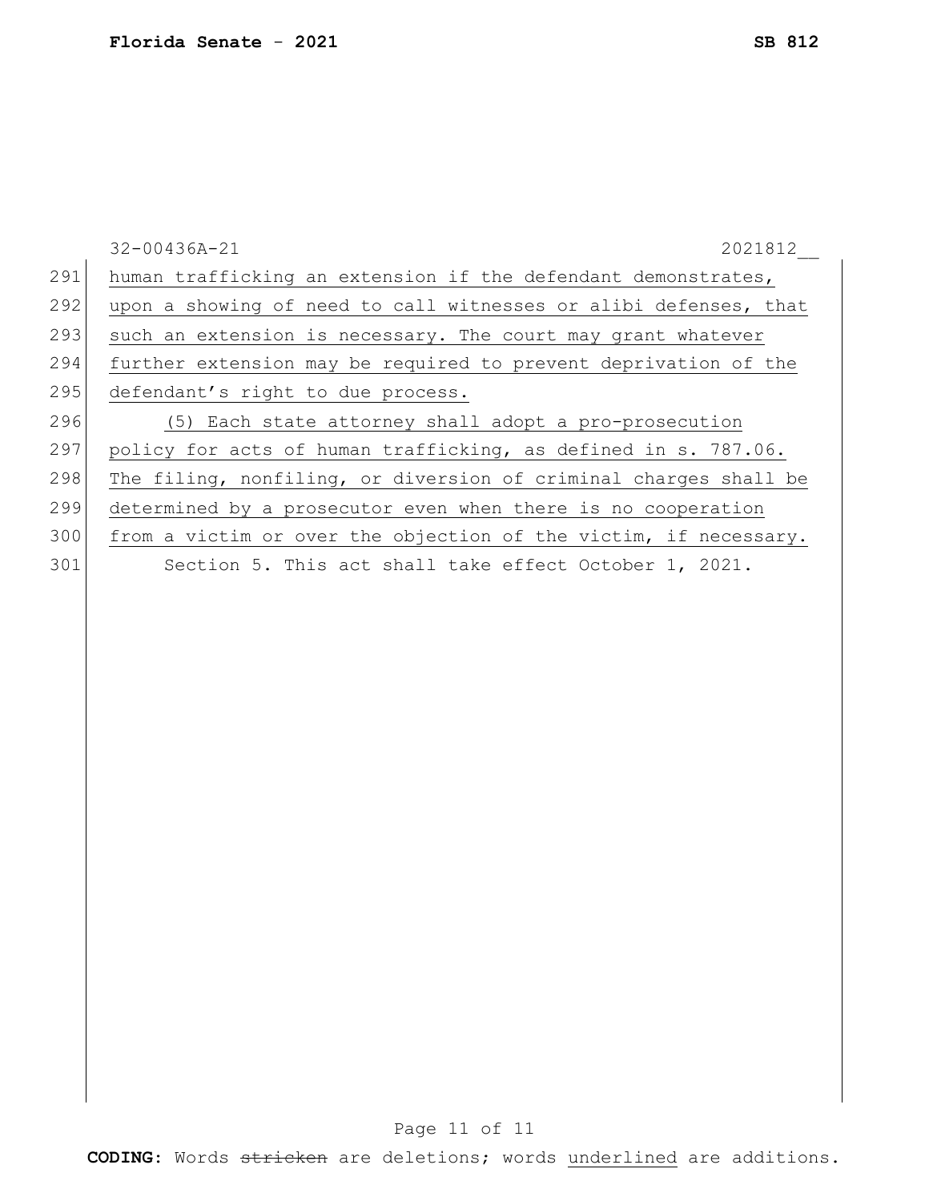human trafficking an extension if the defendant demonstrates, upon a showing of need to call witnesses or alibi defenses, that such an extension is necessary. The court may grant whatever further extension may be required to prevent deprivation of the defendant's right to due process.

(5) Each state attorney shall adopt a pro-prosecution policy for acts of human trafficking, as defined in s. 787.06. The filing, nonfiling, or diversion of criminal charges shall be determined by a prosecutor even when there is no cooperation from a victim or over the objection of the victim, if necessary.

Section 5. This act shall take effect October 1, 2021.